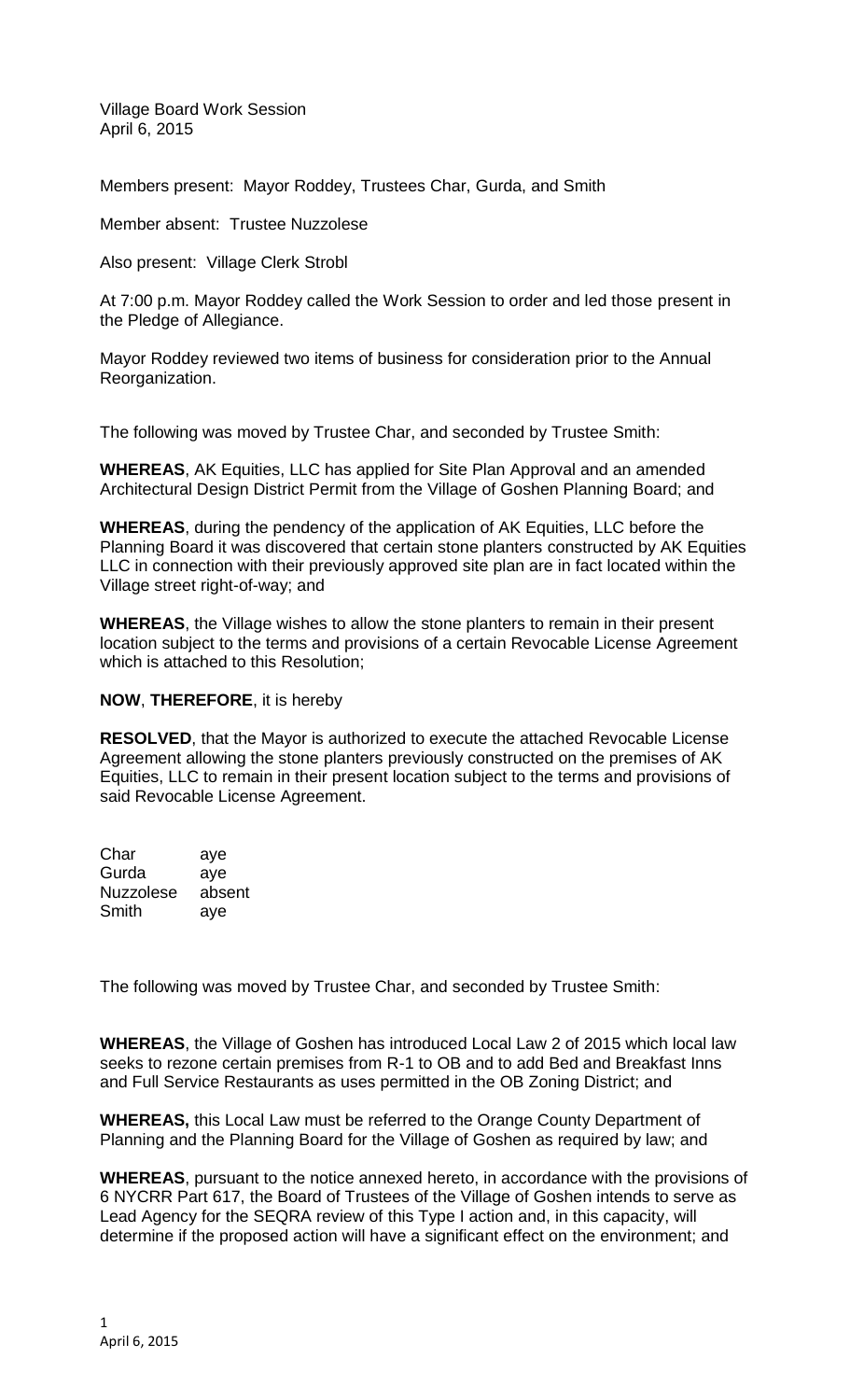Village Board Work Session
April 6, 2015

Members present: Mayor Roddey, Trustees Char, Gurda, and Smith

Member absent: Trustee Nuzzolese

Also present: Village Clerk Strobl

At 7:00 p.m. Mayor Roddey called the Work Session to order and led those present in the Pledge of Allegiance.

Mayor Roddey reviewed two items of business for consideration prior to the Annual Reorganization.

The following was moved by Trustee Char, and seconded by Trustee Smith:

**WHEREAS**, AK Equities, LLC has applied for Site Plan Approval and an amended Architectural Design District Permit from the Village of Goshen Planning Board; and

**WHEREAS**, during the pendency of the application of AK Equities, LLC before the Planning Board it was discovered that certain stone planters constructed by AK Equities LLC in connection with their previously approved site plan are in fact located within the Village street right-of-way; and

**WHEREAS**, the Village wishes to allow the stone planters to remain in their present location subject to the terms and provisions of a certain Revocable License Agreement which is attached to this Resolution;

**NOW**, **THEREFORE**, it is hereby

**RESOLVED**, that the Mayor is authorized to execute the attached Revocable License Agreement allowing the stone planters previously constructed on the premises of AK Equities, LLC to remain in their present location subject to the terms and provisions of said Revocable License Agreement.

| | |
|---|---|
| Char | aye |
| Gurda | aye |
| Nuzzolese | absent |
| Smith | aye |

The following was moved by Trustee Char, and seconded by Trustee Smith:

**WHEREAS**, the Village of Goshen has introduced Local Law 2 of 2015 which local law seeks to rezone certain premises from R-1 to OB and to add Bed and Breakfast Inns and Full Service Restaurants as uses permitted in the OB Zoning District; and

**WHEREAS,** this Local Law must be referred to the Orange County Department of Planning and the Planning Board for the Village of Goshen as required by law; and

**WHEREAS**, pursuant to the notice annexed hereto, in accordance with the provisions of 6 NYCRR Part 617, the Board of Trustees of the Village of Goshen intends to serve as Lead Agency for the SEQRA review of this Type I action and, in this capacity, will determine if the proposed action will have a significant effect on the environment; and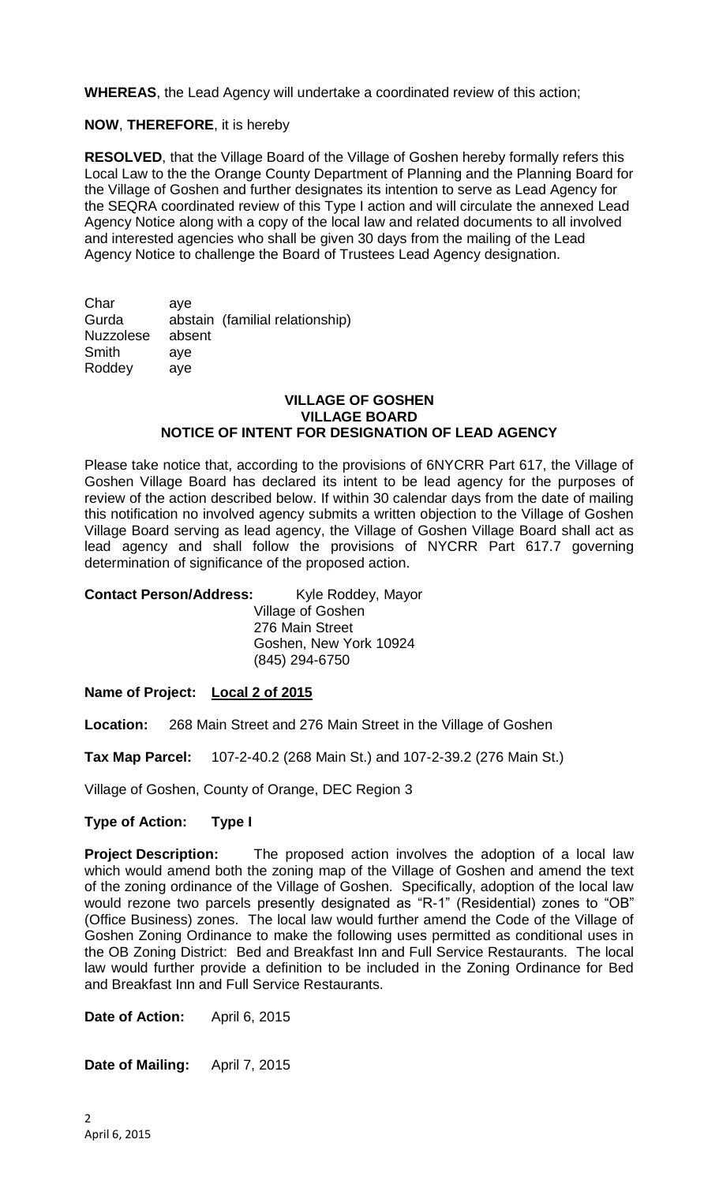**WHEREAS**, the Lead Agency will undertake a coordinated review of this action;

**NOW**, **THEREFORE**, it is hereby

**RESOLVED**, that the Village Board of the Village of Goshen hereby formally refers this Local Law to the the Orange County Department of Planning and the Planning Board for the Village of Goshen and further designates its intention to serve as Lead Agency for the SEQRA coordinated review of this Type I action and will circulate the annexed Lead Agency Notice along with a copy of the local law and related documents to all involved and interested agencies who shall be given 30 days from the mailing of the Lead Agency Notice to challenge the Board of Trustees Lead Agency designation.

| | |
|---|---|
| Char | aye |
| Gurda | abstain (familial relationship) |
| Nuzzolese | absent |
| Smith | aye |
| Roddey | aye |

**VILLAGE OF GOSHEN**
**VILLAGE BOARD**
**NOTICE OF INTENT FOR DESIGNATION OF LEAD AGENCY**

Please take notice that, according to the provisions of 6NYCRR Part 617, the Village of Goshen Village Board has declared its intent to be lead agency for the purposes of review of the action described below. If within 30 calendar days from the date of mailing this notification no involved agency submits a written objection to the Village of Goshen Village Board serving as lead agency, the Village of Goshen Village Board shall act as lead agency and shall follow the provisions of NYCRR Part 617.7 governing determination of significance of the proposed action.

**Contact Person/Address:** Kyle Roddey, Mayor
Village of Goshen
276 Main Street
Goshen, New York 10924
(845) 294-6750

**Name of Project:** **Local 2 of 2015**

**Location:** 268 Main Street and 276 Main Street in the Village of Goshen

**Tax Map Parcel:** 107-2-40.2 (268 Main St.) and 107-2-39.2 (276 Main St.)

Village of Goshen, County of Orange, DEC Region 3

**Type of Action:** **Type I**

**Project Description:** The proposed action involves the adoption of a local law which would amend both the zoning map of the Village of Goshen and amend the text of the zoning ordinance of the Village of Goshen. Specifically, adoption of the local law would rezone two parcels presently designated as "R-1" (Residential) zones to "OB" (Office Business) zones. The local law would further amend the Code of the Village of Goshen Zoning Ordinance to make the following uses permitted as conditional uses in the OB Zoning District: Bed and Breakfast Inn and Full Service Restaurants. The local law would further provide a definition to be included in the Zoning Ordinance for Bed and Breakfast Inn and Full Service Restaurants.

**Date of Action:** April 6, 2015

**Date of Mailing:** April 7, 2015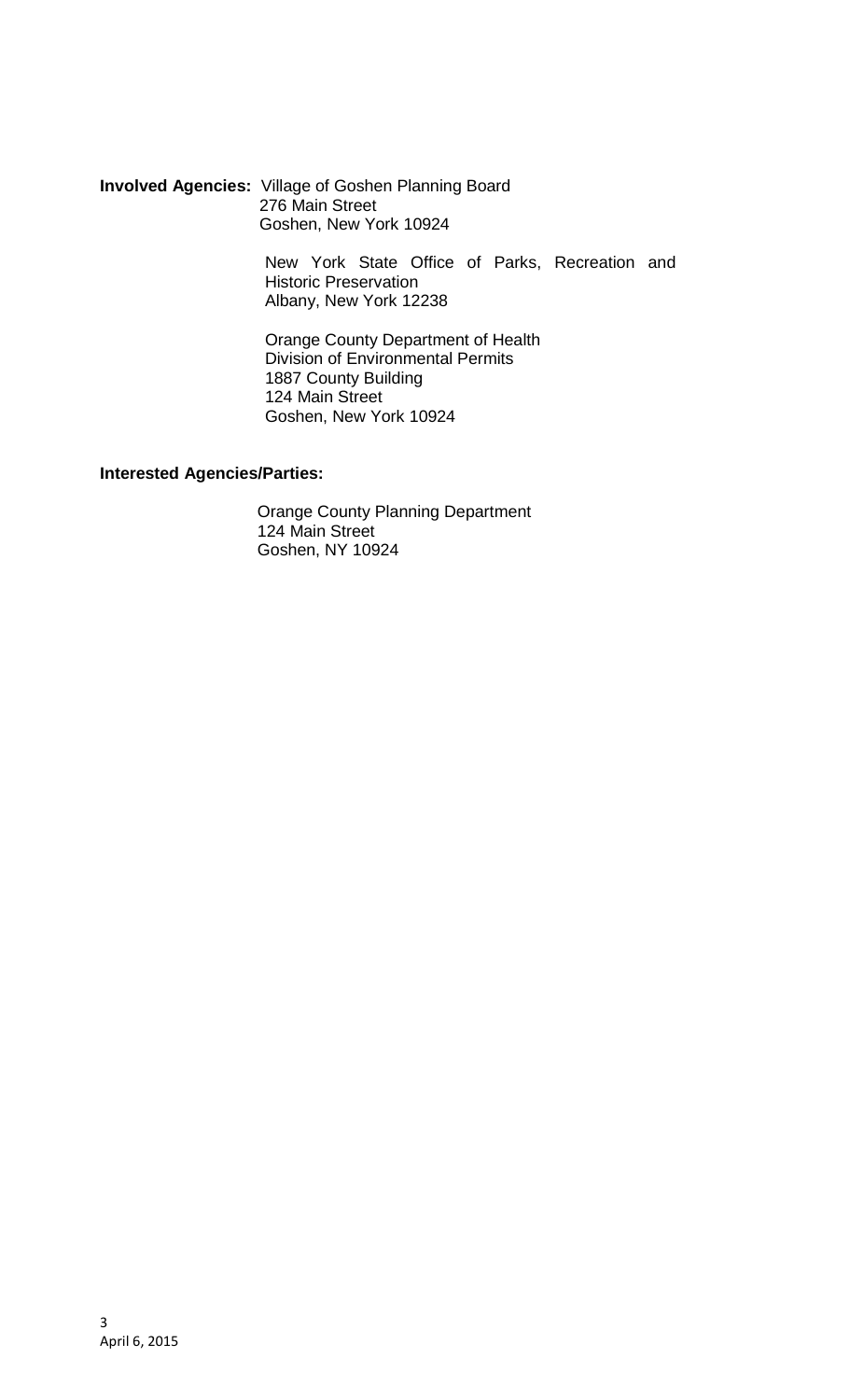**Involved Agencies:** Village of Goshen Planning Board
276 Main Street
Goshen, New York 10924

New York State Office of Parks, Recreation and Historic Preservation
Albany, New York 12238

Orange County Department of Health
Division of Environmental Permits
1887 County Building
124 Main Street
Goshen, New York 10924

**Interested Agencies/Parties:**

Orange County Planning Department
124 Main Street
Goshen, NY 10924

April 6, 2015